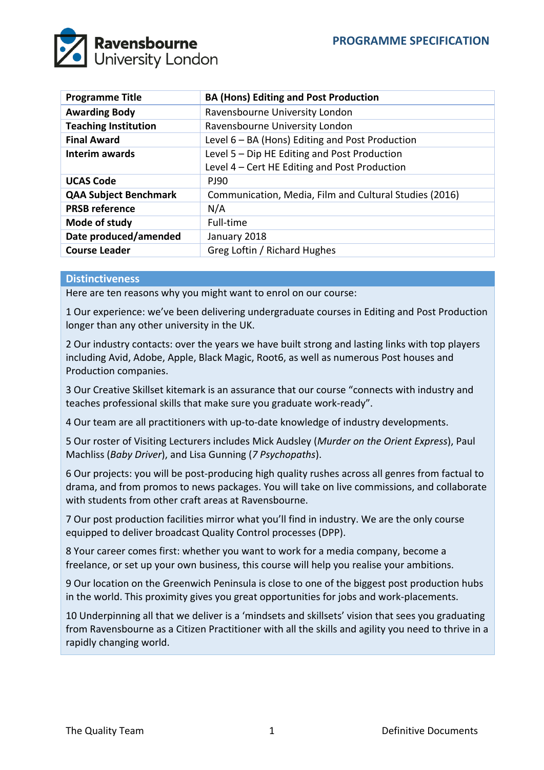# PROGRAMME SPECIFICATION

| Programme Title | BA (Hons) Editing and Post Production |
|---|---|
| Awarding Body | Ravensbourne University London |
| Teaching Institution | Ravensbourne University London |
| Final Award | Level 6 – BA (Hons) Editing and Post Production |
| Interim awards | Level 5 – Dip HE Editing and Post Production<br>Level 4 – Cert HE Editing and Post Production |
| UCAS Code | PJ90 |
| QAA Subject Benchmark | Communication, Media, Film and Cultural Studies (2016) |
| PRSB reference | N/A |
| Mode of study | Full-time |
| Date produced/amended | January 2018 |
| Course Leader | Greg Loftin / Richard Hughes |

## Distinctiveness

Here are ten reasons why you might want to enrol on our course:

1 Our experience: we've been delivering undergraduate courses in Editing and Post Production longer than any other university in the UK.

2 Our industry contacts: over the years we have built strong and lasting links with top players including Avid, Adobe, Apple, Black Magic, Root6, as well as numerous Post houses and Production companies.

3 Our Creative Skillset kitemark is an assurance that our course "connects with industry and teaches professional skills that make sure you graduate work-ready".

4 Our team are all practitioners with up-to-date knowledge of industry developments.

5 Our roster of Visiting Lecturers includes Mick Audsley (*Murder on the Orient Express*), Paul Machliss (*Baby Driver*), and Lisa Gunning (*7 Psychopaths*).

6 Our projects: you will be post-producing high quality rushes across all genres from factual to drama, and from promos to news packages. You will take on live commissions, and collaborate with students from other craft areas at Ravensbourne.

7 Our post production facilities mirror what you'll find in industry. We are the only course equipped to deliver broadcast Quality Control processes (DPP).

8 Your career comes first: whether you want to work for a media company, become a freelance, or set up your own business, this course will help you realise your ambitions.

9 Our location on the Greenwich Peninsula is close to one of the biggest post production hubs in the world. This proximity gives you great opportunities for jobs and work-placements.

10 Underpinning all that we deliver is a 'mindsets and skillsets' vision that sees you graduating from Ravensbourne as a Citizen Practitioner with all the skills and agility you need to thrive in a rapidly changing world.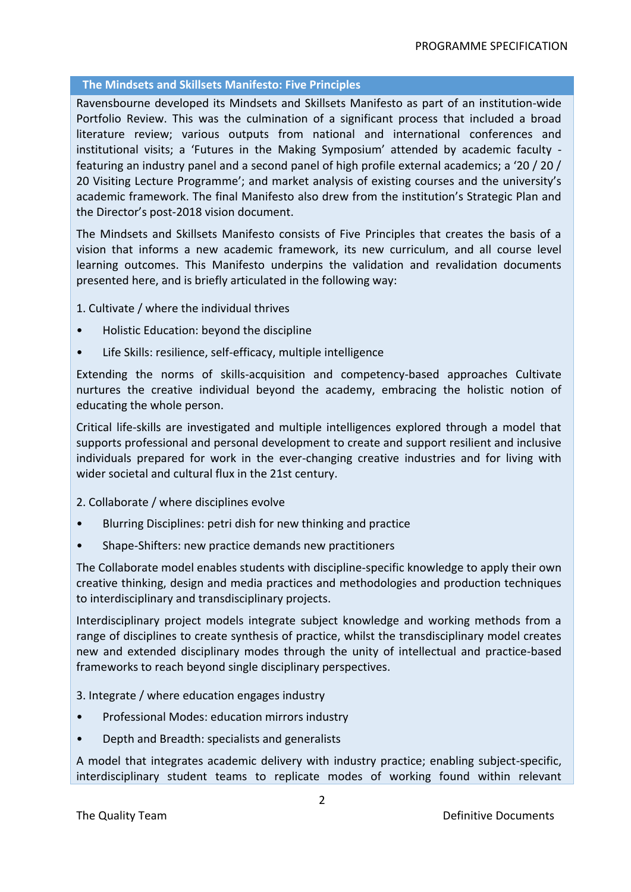## The Mindsets and Skillsets Manifesto: Five Principles

Ravensbourne developed its Mindsets and Skillsets Manifesto as part of an institution-wide Portfolio Review. This was the culmination of a significant process that included a broad literature review; various outputs from national and international conferences and institutional visits; a 'Futures in the Making Symposium' attended by academic faculty - featuring an industry panel and a second panel of high profile external academics; a '20 / 20 / 20 Visiting Lecture Programme'; and market analysis of existing courses and the university's academic framework. The final Manifesto also drew from the institution's Strategic Plan and the Director's post-2018 vision document.

The Mindsets and Skillsets Manifesto consists of Five Principles that creates the basis of a vision that informs a new academic framework, its new curriculum, and all course level learning outcomes. This Manifesto underpins the validation and revalidation documents presented here, and is briefly articulated in the following way:

1. Cultivate / where the individual thrives

- Holistic Education: beyond the discipline
- Life Skills: resilience, self-efficacy, multiple intelligence

Extending the norms of skills-acquisition and competency-based approaches Cultivate nurtures the creative individual beyond the academy, embracing the holistic notion of educating the whole person.

Critical life-skills are investigated and multiple intelligences explored through a model that supports professional and personal development to create and support resilient and inclusive individuals prepared for work in the ever-changing creative industries and for living with wider societal and cultural flux in the 21st century.

2. Collaborate / where disciplines evolve

- Blurring Disciplines: petri dish for new thinking and practice
- Shape-Shifters: new practice demands new practitioners

The Collaborate model enables students with discipline-specific knowledge to apply their own creative thinking, design and media practices and methodologies and production techniques to interdisciplinary and transdisciplinary projects.

Interdisciplinary project models integrate subject knowledge and working methods from a range of disciplines to create synthesis of practice, whilst the transdisciplinary model creates new and extended disciplinary modes through the unity of intellectual and practice-based frameworks to reach beyond single disciplinary perspectives.

3. Integrate / where education engages industry

- Professional Modes: education mirrors industry
- Depth and Breadth: specialists and generalists

A model that integrates academic delivery with industry practice; enabling subject-specific, interdisciplinary student teams to replicate modes of working found within relevant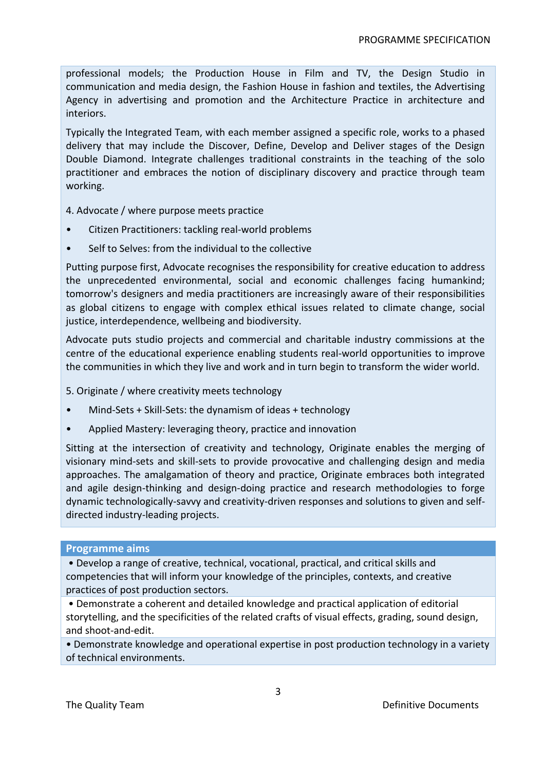professional models; the Production House in Film and TV, the Design Studio in communication and media design, the Fashion House in fashion and textiles, the Advertising Agency in advertising and promotion and the Architecture Practice in architecture and interiors.

Typically the Integrated Team, with each member assigned a specific role, works to a phased delivery that may include the Discover, Define, Develop and Deliver stages of the Design Double Diamond. Integrate challenges traditional constraints in the teaching of the solo practitioner and embraces the notion of disciplinary discovery and practice through team working.

4. Advocate / where purpose meets practice

- Citizen Practitioners: tackling real-world problems
- Self to Selves: from the individual to the collective

Putting purpose first, Advocate recognises the responsibility for creative education to address the unprecedented environmental, social and economic challenges facing humankind; tomorrow's designers and media practitioners are increasingly aware of their responsibilities as global citizens to engage with complex ethical issues related to climate change, social justice, interdependence, wellbeing and biodiversity.

Advocate puts studio projects and commercial and charitable industry commissions at the centre of the educational experience enabling students real-world opportunities to improve the communities in which they live and work and in turn begin to transform the wider world.

5. Originate / where creativity meets technology

- Mind-Sets + Skill-Sets: the dynamism of ideas + technology
- Applied Mastery: leveraging theory, practice and innovation

Sitting at the intersection of creativity and technology, Originate enables the merging of visionary mind-sets and skill-sets to provide provocative and challenging design and media approaches. The amalgamation of theory and practice, Originate embraces both integrated and agile design-thinking and design-doing practice and research methodologies to forge dynamic technologically-savvy and creativity-driven responses and solutions to given and self-directed industry-leading projects.

## Programme aims

- Develop a range of creative, technical, vocational, practical, and critical skills and competencies that will inform your knowledge of the principles, contexts, and creative practices of post production sectors.
- Demonstrate a coherent and detailed knowledge and practical application of editorial storytelling, and the specificities of the related crafts of visual effects, grading, sound design, and shoot-and-edit.
- Demonstrate knowledge and operational expertise in post production technology in a variety of technical environments.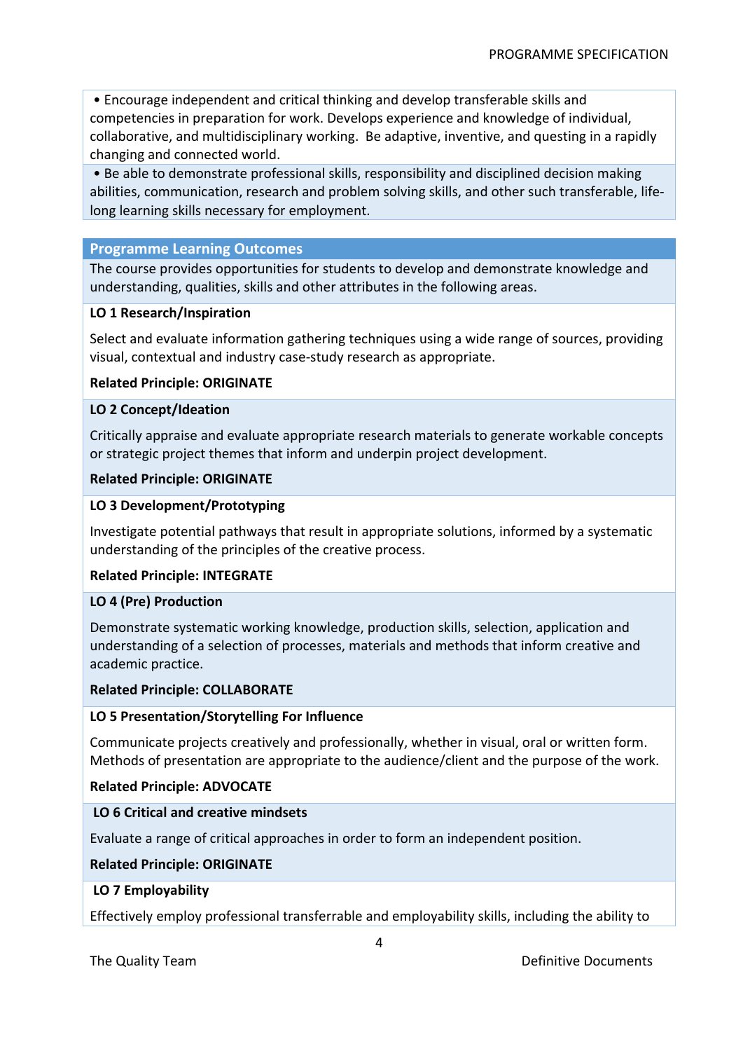• Encourage independent and critical thinking and develop transferable skills and competencies in preparation for work. Develops experience and knowledge of individual, collaborative, and multidisciplinary working. Be adaptive, inventive, and questing in a rapidly changing and connected world.

• Be able to demonstrate professional skills, responsibility and disciplined decision making abilities, communication, research and problem solving skills, and other such transferable, life-long learning skills necessary for employment.

## Programme Learning Outcomes

The course provides opportunities for students to develop and demonstrate knowledge and understanding, qualities, skills and other attributes in the following areas.

**LO 1 Research/Inspiration**

Select and evaluate information gathering techniques using a wide range of sources, providing visual, contextual and industry case-study research as appropriate.

**Related Principle: ORIGINATE**

**LO 2 Concept/Ideation**

Critically appraise and evaluate appropriate research materials to generate workable concepts or strategic project themes that inform and underpin project development.

**Related Principle: ORIGINATE**

**LO 3 Development/Prototyping**

Investigate potential pathways that result in appropriate solutions, informed by a systematic understanding of the principles of the creative process.

**Related Principle: INTEGRATE**

**LO 4 (Pre) Production**

Demonstrate systematic working knowledge, production skills, selection, application and understanding of a selection of processes, materials and methods that inform creative and academic practice.

**Related Principle: COLLABORATE**

**LO 5 Presentation/Storytelling For Influence**

Communicate projects creatively and professionally, whether in visual, oral or written form. Methods of presentation are appropriate to the audience/client and the purpose of the work.

**Related Principle: ADVOCATE**

**LO 6 Critical and creative mindsets**

Evaluate a range of critical approaches in order to form an independent position.

**Related Principle: ORIGINATE**

**LO 7 Employability**

Effectively employ professional transferrable and employability skills, including the ability to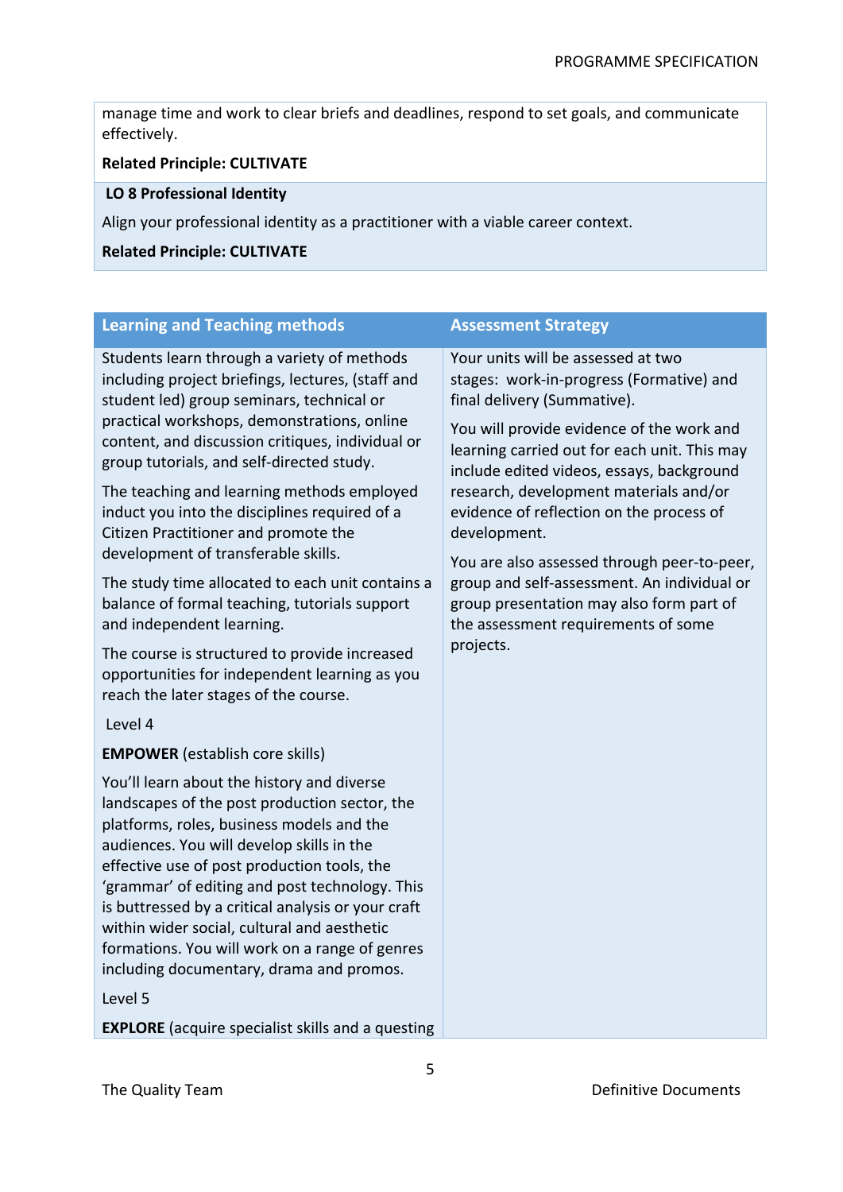manage time and work to clear briefs and deadlines, respond to set goals, and communicate effectively.

**Related Principle: CULTIVATE**

**LO 8 Professional Identity**

Align your professional identity as a practitioner with a viable career context.

**Related Principle: CULTIVATE**

| Learning and Teaching methods | Assessment Strategy |
|---|---|
| Students learn through a variety of methods including project briefings, lectures, (staff and student led) group seminars, technical or practical workshops, demonstrations, online content, and discussion critiques, individual or group tutorials, and self-directed study.<br><br>The teaching and learning methods employed induct you into the disciplines required of a Citizen Practitioner and promote the development of transferable skills.<br><br>The study time allocated to each unit contains a balance of formal teaching, tutorials support and independent learning.<br><br>The course is structured to provide increased opportunities for independent learning as you reach the later stages of the course.<br><br>Level 4<br><br>**EMPOWER** (establish core skills)<br><br>You'll learn about the history and diverse landscapes of the post production sector, the platforms, roles, business models and the audiences. You will develop skills in the effective use of post production tools, the 'grammar' of editing and post technology. This is buttressed by a critical analysis or your craft within wider social, cultural and aesthetic formations. You will work on a range of genres including documentary, drama and promos.<br><br>Level 5<br><br>**EXPLORE** (acquire specialist skills and a questing | Your units will be assessed at two stages: work-in-progress (Formative) and final delivery (Summative).<br><br>You will provide evidence of the work and learning carried out for each unit. This may include edited videos, essays, background research, development materials and/or evidence of reflection on the process of development.<br><br>You are also assessed through peer-to-peer, group and self-assessment. An individual or group presentation may also form part of the assessment requirements of some projects. |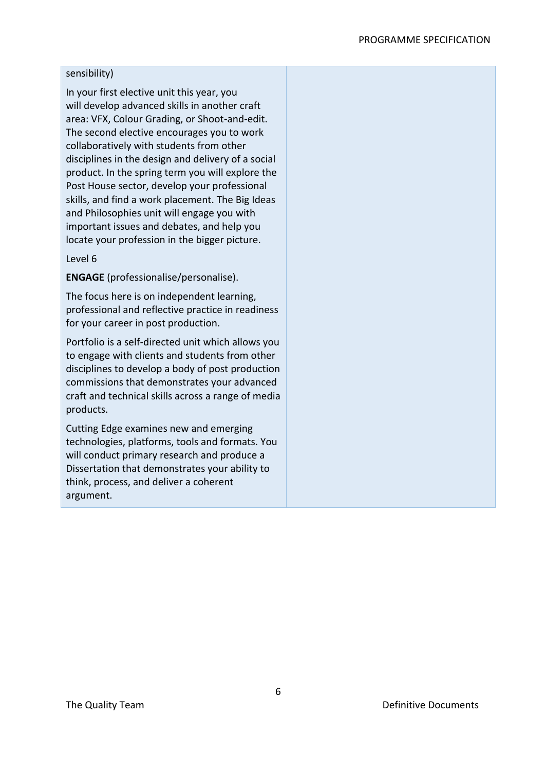| | |
|---|---|
| sensibility)<br><br>In your first elective unit this year, you will develop advanced skills in another craft area: VFX, Colour Grading, or Shoot-and-edit. The second elective encourages you to work collaboratively with students from other disciplines in the design and delivery of a social product. In the spring term you will explore the Post House sector, develop your professional skills, and find a work placement. The Big Ideas and Philosophies unit will engage you with important issues and debates, and help you locate your profession in the bigger picture.<br><br>Level 6<br><br>**ENGAGE** (professionalise/personalise).<br><br>The focus here is on independent learning, professional and reflective practice in readiness for your career in post production.<br><br>Portfolio is a self-directed unit which allows you to engage with clients and students from other disciplines to develop a body of post production commissions that demonstrates your advanced craft and technical skills across a range of media products.<br><br>Cutting Edge examines new and emerging technologies, platforms, tools and formats. You will conduct primary research and produce a Dissertation that demonstrates your ability to think, process, and deliver a coherent argument. | |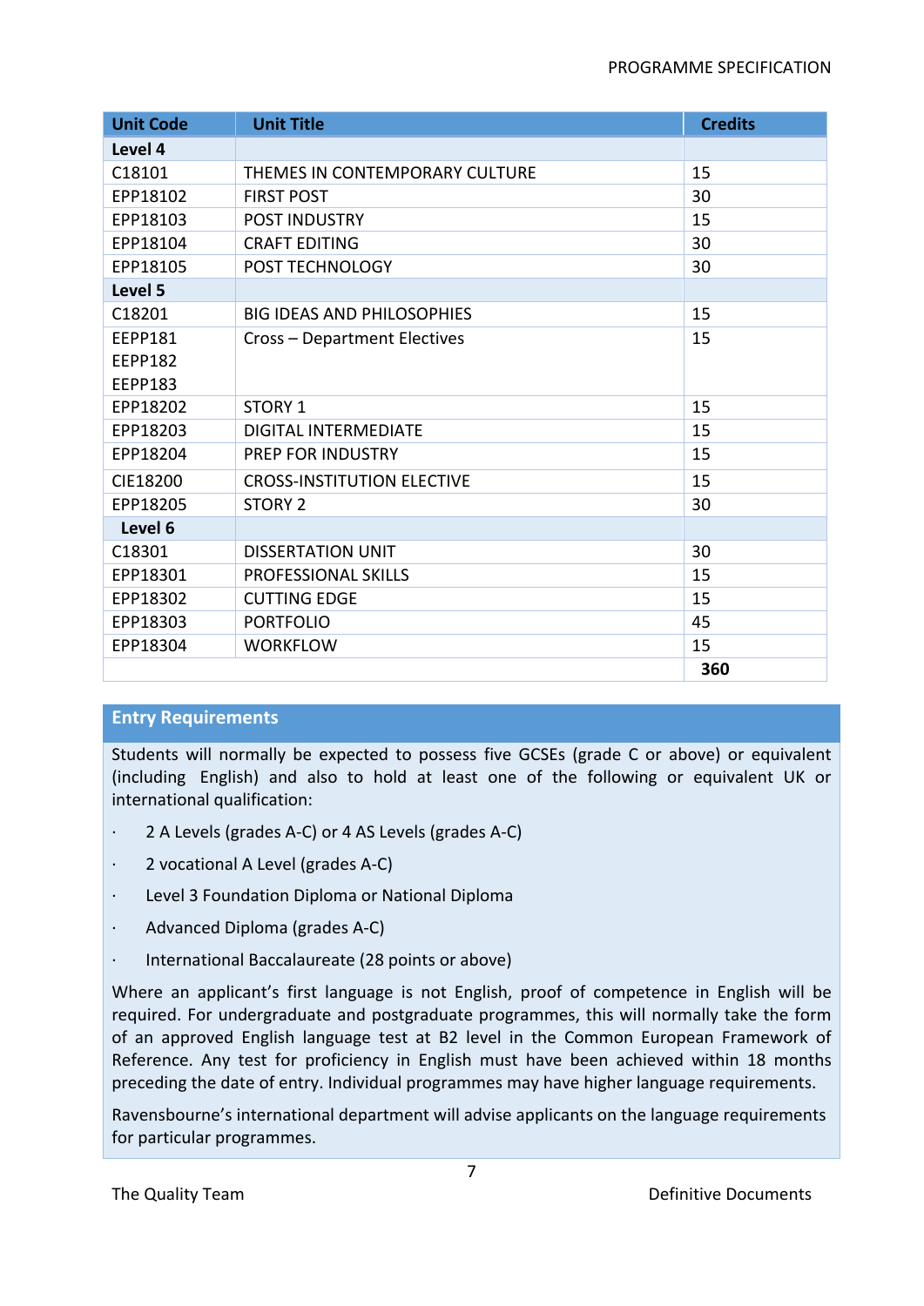| Unit Code | Unit Title | Credits |
|---|---|---|
| **Level 4** | | |
| C18101 | THEMES IN CONTEMPORARY CULTURE | 15 |
| EPP18102 | FIRST POST | 30 |
| EPP18103 | POST INDUSTRY | 15 |
| EPP18104 | CRAFT EDITING | 30 |
| EPP18105 | POST TECHNOLOGY | 30 |
| **Level 5** | | |
| C18201 | BIG IDEAS AND PHILOSOPHIES | 15 |
| EEPP181<br>EEPP182<br>EEPP183 | Cross – Department Electives | 15 |
| EPP18202 | STORY 1 | 15 |
| EPP18203 | DIGITAL INTERMEDIATE | 15 |
| EPP18204 | PREP FOR INDUSTRY | 15 |
| CIE18200 | CROSS-INSTITUTION ELECTIVE | 15 |
| EPP18205 | STORY 2 | 30 |
| **Level 6** | | |
| C18301 | DISSERTATION UNIT | 30 |
| EPP18301 | PROFESSIONAL SKILLS | 15 |
| EPP18302 | CUTTING EDGE | 15 |
| EPP18303 | PORTFOLIO | 45 |
| EPP18304 | WORKFLOW | 15 |
| | | **360** |

## Entry Requirements

Students will normally be expected to possess five GCSEs (grade C or above) or equivalent (including English) and also to hold at least one of the following or equivalent UK or international qualification:

- 2 A Levels (grades A-C) or 4 AS Levels (grades A-C)
- 2 vocational A Level (grades A-C)
- Level 3 Foundation Diploma or National Diploma
- Advanced Diploma (grades A-C)
- International Baccalaureate (28 points or above)

Where an applicant's first language is not English, proof of competence in English will be required. For undergraduate and postgraduate programmes, this will normally take the form of an approved English language test at B2 level in the Common European Framework of Reference. Any test for proficiency in English must have been achieved within 18 months preceding the date of entry. Individual programmes may have higher language requirements.

Ravensbourne's international department will advise applicants on the language requirements for particular programmes.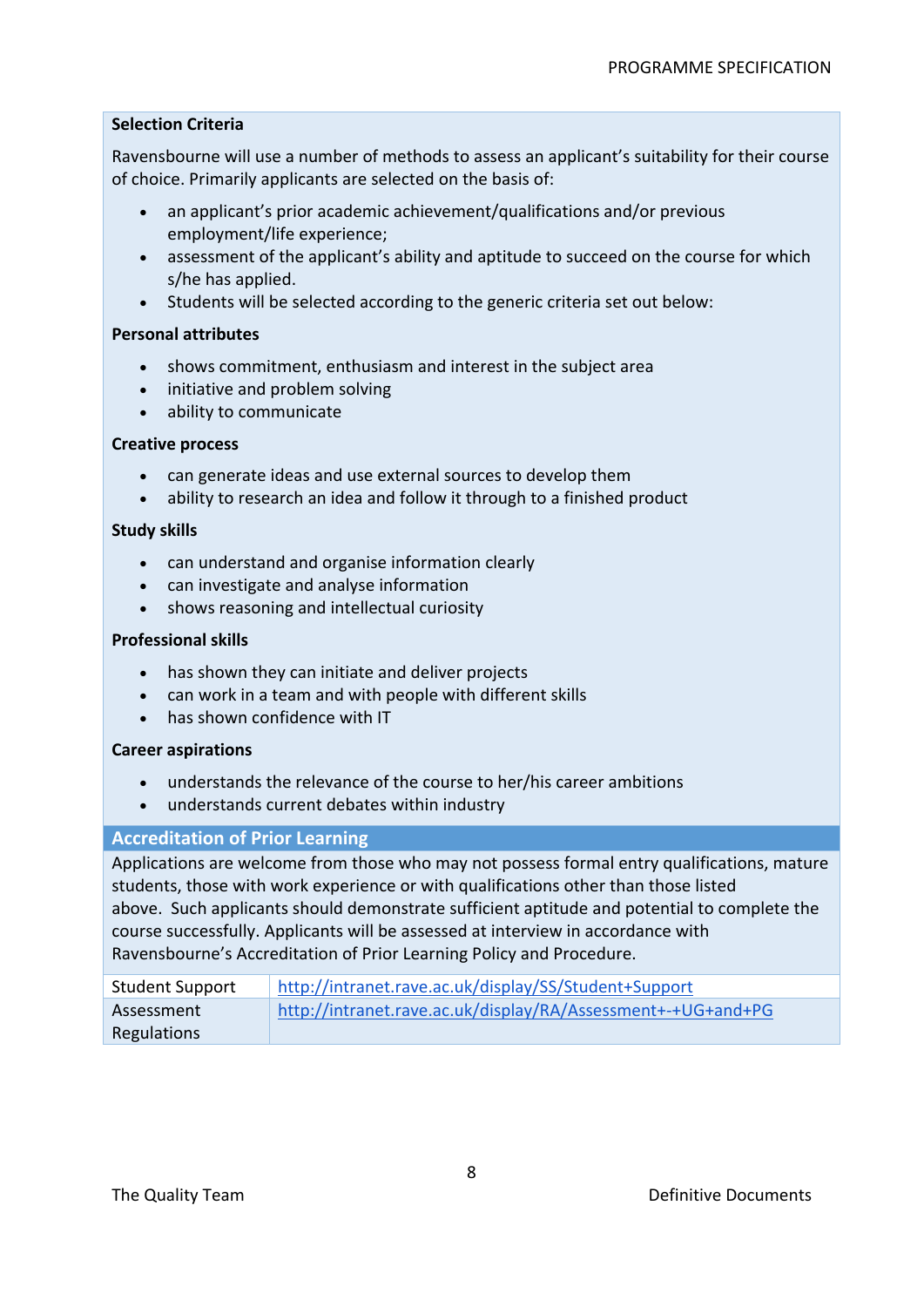**Selection Criteria**

Ravensbourne will use a number of methods to assess an applicant's suitability for their course of choice. Primarily applicants are selected on the basis of:

- an applicant's prior academic achievement/qualifications and/or previous employment/life experience;
- assessment of the applicant's ability and aptitude to succeed on the course for which s/he has applied.
- Students will be selected according to the generic criteria set out below:

**Personal attributes**

- shows commitment, enthusiasm and interest in the subject area
- initiative and problem solving
- ability to communicate

**Creative process**

- can generate ideas and use external sources to develop them
- ability to research an idea and follow it through to a finished product

**Study skills**

- can understand and organise information clearly
- can investigate and analyse information
- shows reasoning and intellectual curiosity

**Professional skills**

- has shown they can initiate and deliver projects
- can work in a team and with people with different skills
- has shown confidence with IT

**Career aspirations**

- understands the relevance of the course to her/his career ambitions
- understands current debates within industry

## Accreditation of Prior Learning

Applications are welcome from those who may not possess formal entry qualifications, mature students, those with work experience or with qualifications other than those listed above. Such applicants should demonstrate sufficient aptitude and potential to complete the course successfully. Applicants will be assessed at interview in accordance with Ravensbourne's Accreditation of Prior Learning Policy and Procedure.

| | |
|---|---|
| Student Support | http://intranet.rave.ac.uk/display/SS/Student+Support |
| Assessment Regulations | http://intranet.rave.ac.uk/display/RA/Assessment+-+UG+and+PG |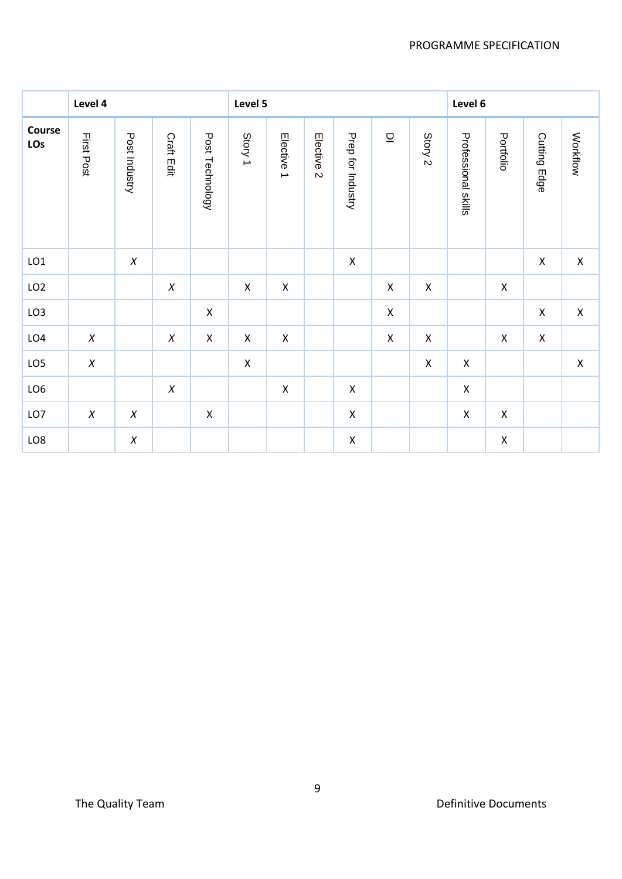| | Level 4 | | | | Level 5 | | | | | | Level 6 | | | |
|---|---|---|---|---|---|---|---|---|---|---|---|---|---|---|
| Course LOs | First Post | Post Industry | Craft Edit | Post Technology | Story 1 | Elective 1 | Elective 2 | Prep for Industry | DI | Story 2 | Professional skills | Portfolio | Cutting Edge | Workflow |
| LO1 | | *X* | | | | | | X | | | | | X | X |
| LO2 | | | *X* | | X | X | | | X | X | | X | | |
| LO3 | | | | X | | | | | X | | | | X | X |
| LO4 | *X* | | *X* | X | X | X | | | X | X | | X | X | |
| LO5 | *X* | | | | X | | | | | X | X | | | X |
| LO6 | | | *X* | | | X | | X | | | X | | | |
| LO7 | *X* | *X* | | X | | | | X | | | X | X | | |
| LO8 | | *X* | | | | | | X | | | | X | | |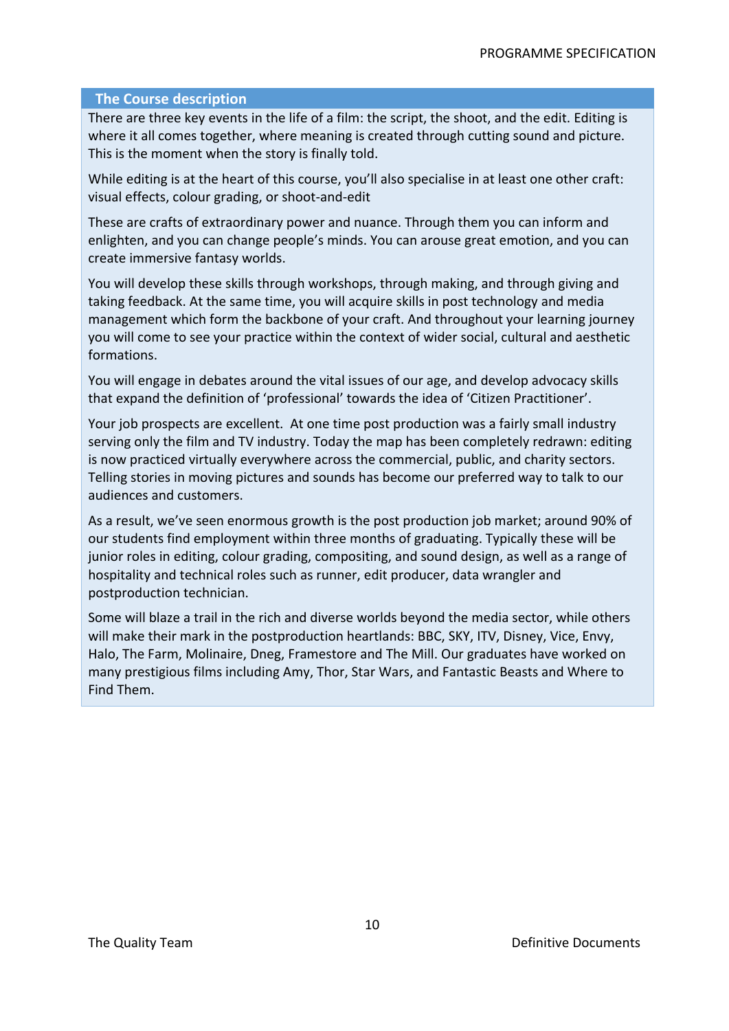## The Course description

There are three key events in the life of a film: the script, the shoot, and the edit. Editing is where it all comes together, where meaning is created through cutting sound and picture. This is the moment when the story is finally told.

While editing is at the heart of this course, you'll also specialise in at least one other craft: visual effects, colour grading, or shoot-and-edit

These are crafts of extraordinary power and nuance. Through them you can inform and enlighten, and you can change people's minds. You can arouse great emotion, and you can create immersive fantasy worlds.

You will develop these skills through workshops, through making, and through giving and taking feedback. At the same time, you will acquire skills in post technology and media management which form the backbone of your craft. And throughout your learning journey you will come to see your practice within the context of wider social, cultural and aesthetic formations.

You will engage in debates around the vital issues of our age, and develop advocacy skills that expand the definition of 'professional' towards the idea of 'Citizen Practitioner'.

Your job prospects are excellent. At one time post production was a fairly small industry serving only the film and TV industry. Today the map has been completely redrawn: editing is now practiced virtually everywhere across the commercial, public, and charity sectors. Telling stories in moving pictures and sounds has become our preferred way to talk to our audiences and customers.

As a result, we've seen enormous growth is the post production job market; around 90% of our students find employment within three months of graduating. Typically these will be junior roles in editing, colour grading, compositing, and sound design, as well as a range of hospitality and technical roles such as runner, edit producer, data wrangler and postproduction technician.

Some will blaze a trail in the rich and diverse worlds beyond the media sector, while others will make their mark in the postproduction heartlands: BBC, SKY, ITV, Disney, Vice, Envy, Halo, The Farm, Molinaire, Dneg, Framestore and The Mill. Our graduates have worked on many prestigious films including Amy, Thor, Star Wars, and Fantastic Beasts and Where to Find Them.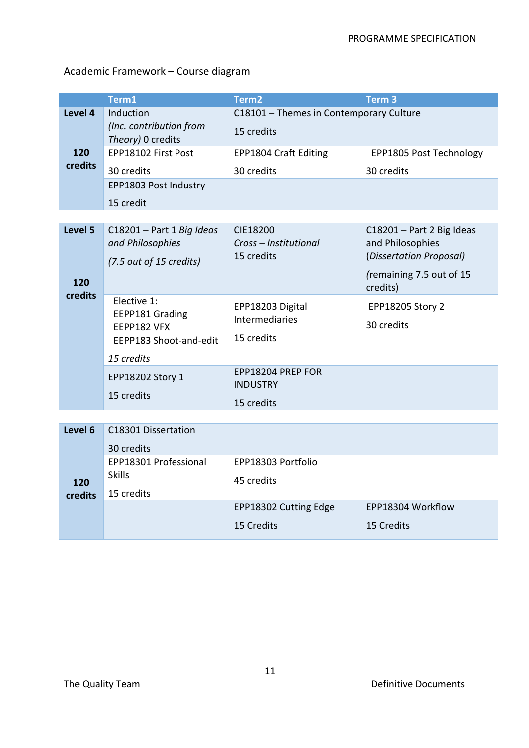Academic Framework – Course diagram

| | Term1 | Term2 | Term 3 |
|---|---|---|---|
| **Level 4** | Induction *(Inc. contribution from Theory)* 0 credits | C18101 – Themes in Contemporary Culture 15 credits | |
| **120 credits** | EPP18102 First Post 30 credits | EPP1804 Craft Editing 30 credits | EPP1805 Post Technology 30 credits |
| | EPP1803 Post Industry 15 credit | | |
| | | | |
| **Level 5** | C18201 – Part 1 *Big Ideas and Philosophies* *(7.5 out of 15 credits)* | CIE18200 *Cross – Institutional* 15 credits | C18201 – Part 2 Big Ideas and Philosophies (*Dissertation Proposal)* *(*remaining 7.5 out of 15 credits) |
| **120 credits** | Elective 1: EEPP181 Grading EEPP182 VFX EEPP183 Shoot-and-edit *15 credits* | EPP18203 Digital Intermediaries 15 credits | EPP18205 Story 2 30 credits |
| | EPP18202 Story 1 15 credits | EPP18204 PREP FOR INDUSTRY 15 credits | |
| | | | |
| **Level 6** | C18301 Dissertation 30 credits | | |
| **120 credits** | EPP18301 Professional Skills 15 credits | EPP18303 Portfolio 45 credits | |
| | | EPP18302 Cutting Edge 15 Credits | EPP18304 Workflow 15 Credits |